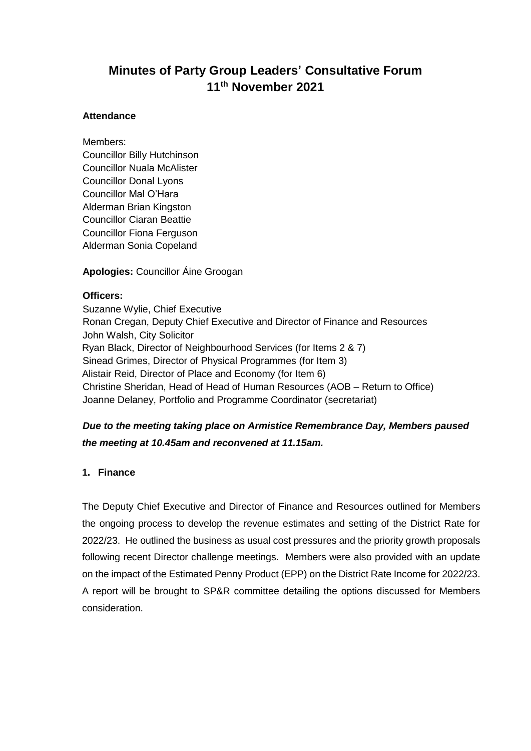# Minutes of Party Group Leaders' Consultative Forum
# 11th November 2021

**Attendance**

Members:
Councillor Billy Hutchinson
Councillor Nuala McAlister
Councillor Donal Lyons
Councillor Mal O'Hara
Alderman Brian Kingston
Councillor Ciaran Beattie
Councillor Fiona Ferguson
Alderman Sonia Copeland

**Apologies:** Councillor Áine Groogan

**Officers:**
Suzanne Wylie, Chief Executive
Ronan Cregan, Deputy Chief Executive and Director of Finance and Resources
John Walsh, City Solicitor
Ryan Black, Director of Neighbourhood Services (for Items 2 & 7)
Sinead Grimes, Director of Physical Programmes (for Item 3)
Alistair Reid, Director of Place and Economy (for Item 6)
Christine Sheridan, Head of Head of Human Resources (AOB – Return to Office)
Joanne Delaney, Portfolio and Programme Coordinator (secretariat)

***Due to the meeting taking place on Armistice Remembrance Day, Members paused the meeting at 10.45am and reconvened at 11.15am.***

**1. Finance**

The Deputy Chief Executive and Director of Finance and Resources outlined for Members the ongoing process to develop the revenue estimates and setting of the District Rate for 2022/23. He outlined the business as usual cost pressures and the priority growth proposals following recent Director challenge meetings. Members were also provided with an update on the impact of the Estimated Penny Product (EPP) on the District Rate Income for 2022/23. A report will be brought to SP&R committee detailing the options discussed for Members consideration.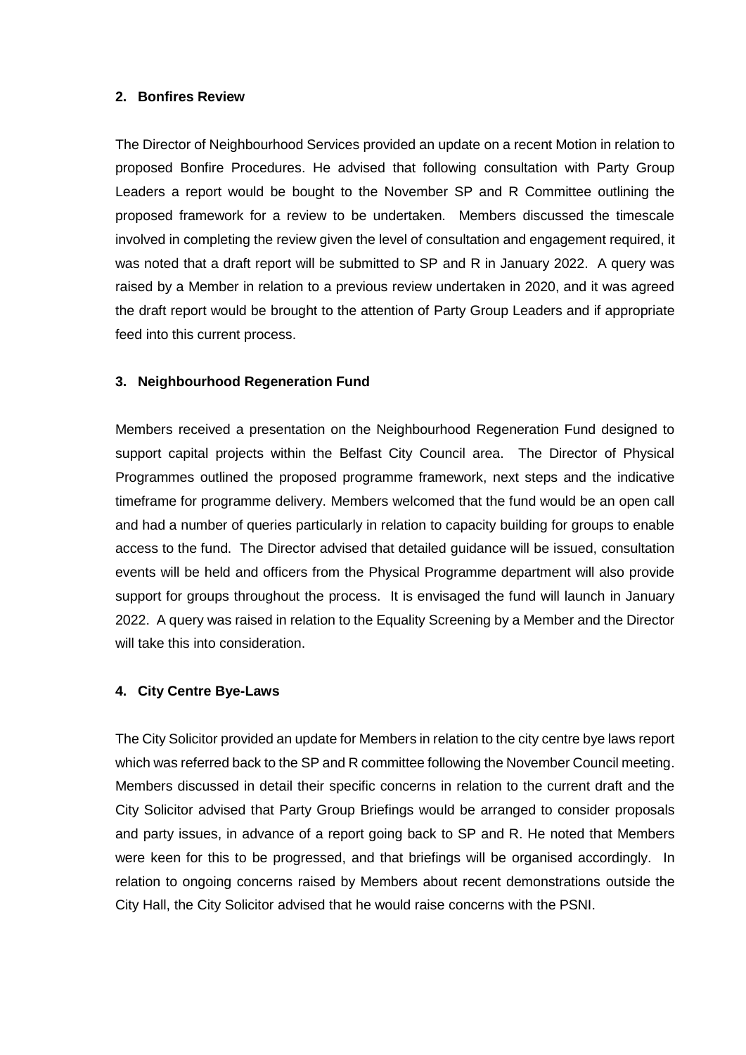## 2. Bonfires Review

The Director of Neighbourhood Services provided an update on a recent Motion in relation to proposed Bonfire Procedures. He advised that following consultation with Party Group Leaders a report would be bought to the November SP and R Committee outlining the proposed framework for a review to be undertaken. Members discussed the timescale involved in completing the review given the level of consultation and engagement required, it was noted that a draft report will be submitted to SP and R in January 2022. A query was raised by a Member in relation to a previous review undertaken in 2020, and it was agreed the draft report would be brought to the attention of Party Group Leaders and if appropriate feed into this current process.

## 3. Neighbourhood Regeneration Fund

Members received a presentation on the Neighbourhood Regeneration Fund designed to support capital projects within the Belfast City Council area. The Director of Physical Programmes outlined the proposed programme framework, next steps and the indicative timeframe for programme delivery. Members welcomed that the fund would be an open call and had a number of queries particularly in relation to capacity building for groups to enable access to the fund. The Director advised that detailed guidance will be issued, consultation events will be held and officers from the Physical Programme department will also provide support for groups throughout the process. It is envisaged the fund will launch in January 2022. A query was raised in relation to the Equality Screening by a Member and the Director will take this into consideration.

## 4. City Centre Bye-Laws

The City Solicitor provided an update for Members in relation to the city centre bye laws report which was referred back to the SP and R committee following the November Council meeting. Members discussed in detail their specific concerns in relation to the current draft and the City Solicitor advised that Party Group Briefings would be arranged to consider proposals and party issues, in advance of a report going back to SP and R. He noted that Members were keen for this to be progressed, and that briefings will be organised accordingly. In relation to ongoing concerns raised by Members about recent demonstrations outside the City Hall, the City Solicitor advised that he would raise concerns with the PSNI.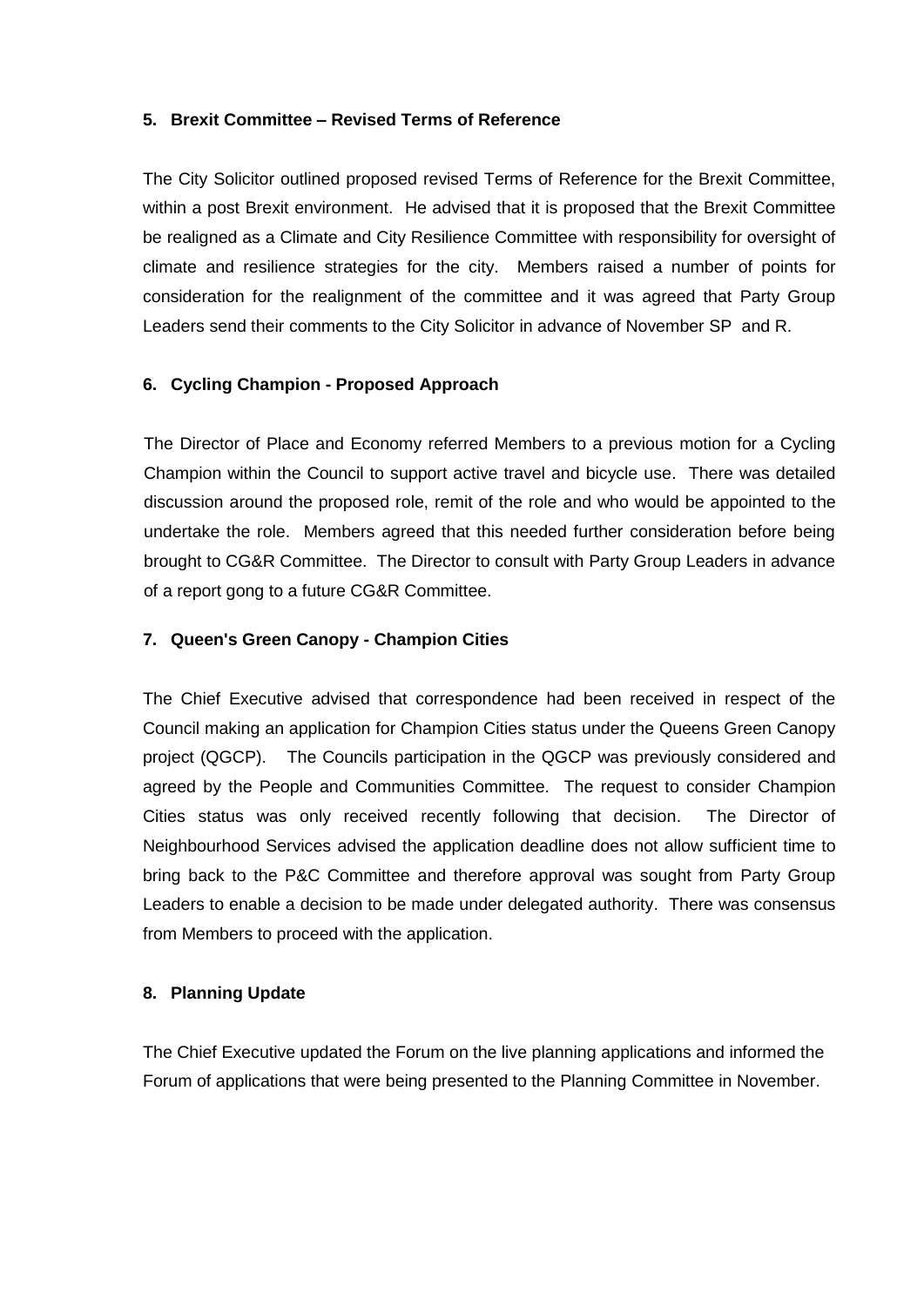## 5. Brexit Committee – Revised Terms of Reference

The City Solicitor outlined proposed revised Terms of Reference for the Brexit Committee, within a post Brexit environment. He advised that it is proposed that the Brexit Committee be realigned as a Climate and City Resilience Committee with responsibility for oversight of climate and resilience strategies for the city. Members raised a number of points for consideration for the realignment of the committee and it was agreed that Party Group Leaders send their comments to the City Solicitor in advance of November SP and R.

## 6. Cycling Champion - Proposed Approach

The Director of Place and Economy referred Members to a previous motion for a Cycling Champion within the Council to support active travel and bicycle use. There was detailed discussion around the proposed role, remit of the role and who would be appointed to the undertake the role. Members agreed that this needed further consideration before being brought to CG&R Committee. The Director to consult with Party Group Leaders in advance of a report gong to a future CG&R Committee.

## 7. Queen's Green Canopy - Champion Cities

The Chief Executive advised that correspondence had been received in respect of the Council making an application for Champion Cities status under the Queens Green Canopy project (QGCP). The Councils participation in the QGCP was previously considered and agreed by the People and Communities Committee. The request to consider Champion Cities status was only received recently following that decision. The Director of Neighbourhood Services advised the application deadline does not allow sufficient time to bring back to the P&C Committee and therefore approval was sought from Party Group Leaders to enable a decision to be made under delegated authority. There was consensus from Members to proceed with the application.

## 8. Planning Update

The Chief Executive updated the Forum on the live planning applications and informed the Forum of applications that were being presented to the Planning Committee in November.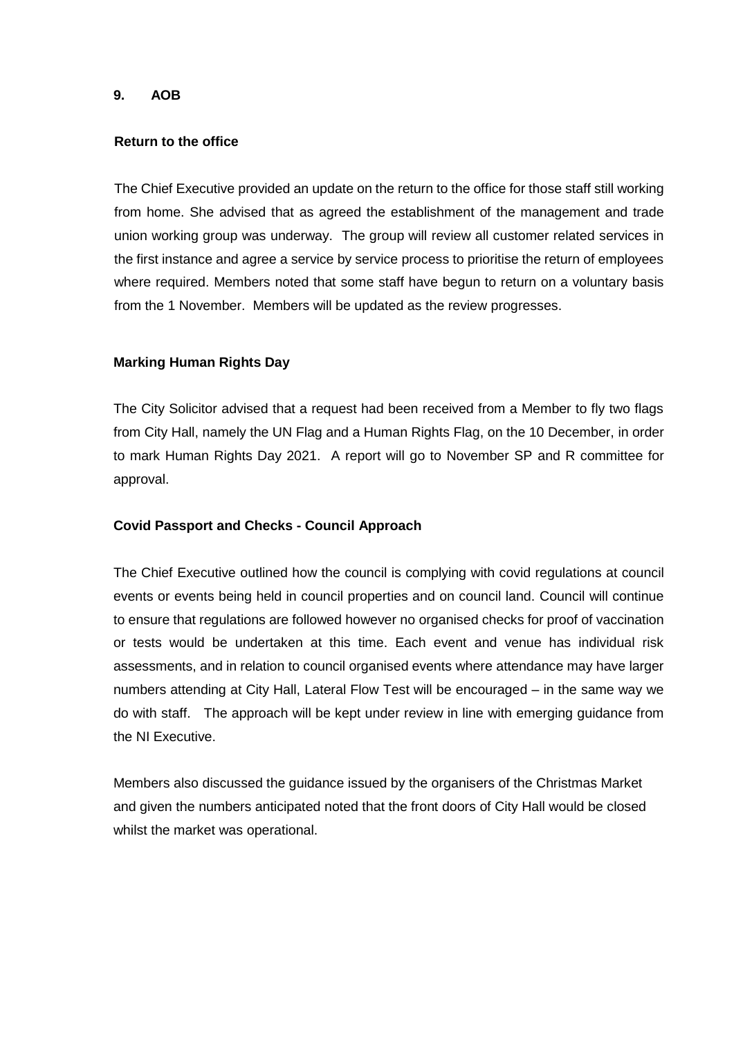## 9. AOB

### Return to the office

The Chief Executive provided an update on the return to the office for those staff still working from home. She advised that as agreed the establishment of the management and trade union working group was underway. The group will review all customer related services in the first instance and agree a service by service process to prioritise the return of employees where required. Members noted that some staff have begun to return on a voluntary basis from the 1 November. Members will be updated as the review progresses.

### Marking Human Rights Day

The City Solicitor advised that a request had been received from a Member to fly two flags from City Hall, namely the UN Flag and a Human Rights Flag, on the 10 December, in order to mark Human Rights Day 2021. A report will go to November SP and R committee for approval.

### Covid Passport and Checks - Council Approach

The Chief Executive outlined how the council is complying with covid regulations at council events or events being held in council properties and on council land. Council will continue to ensure that regulations are followed however no organised checks for proof of vaccination or tests would be undertaken at this time. Each event and venue has individual risk assessments, and in relation to council organised events where attendance may have larger numbers attending at City Hall, Lateral Flow Test will be encouraged – in the same way we do with staff. The approach will be kept under review in line with emerging guidance from the NI Executive.

Members also discussed the guidance issued by the organisers of the Christmas Market and given the numbers anticipated noted that the front doors of City Hall would be closed whilst the market was operational.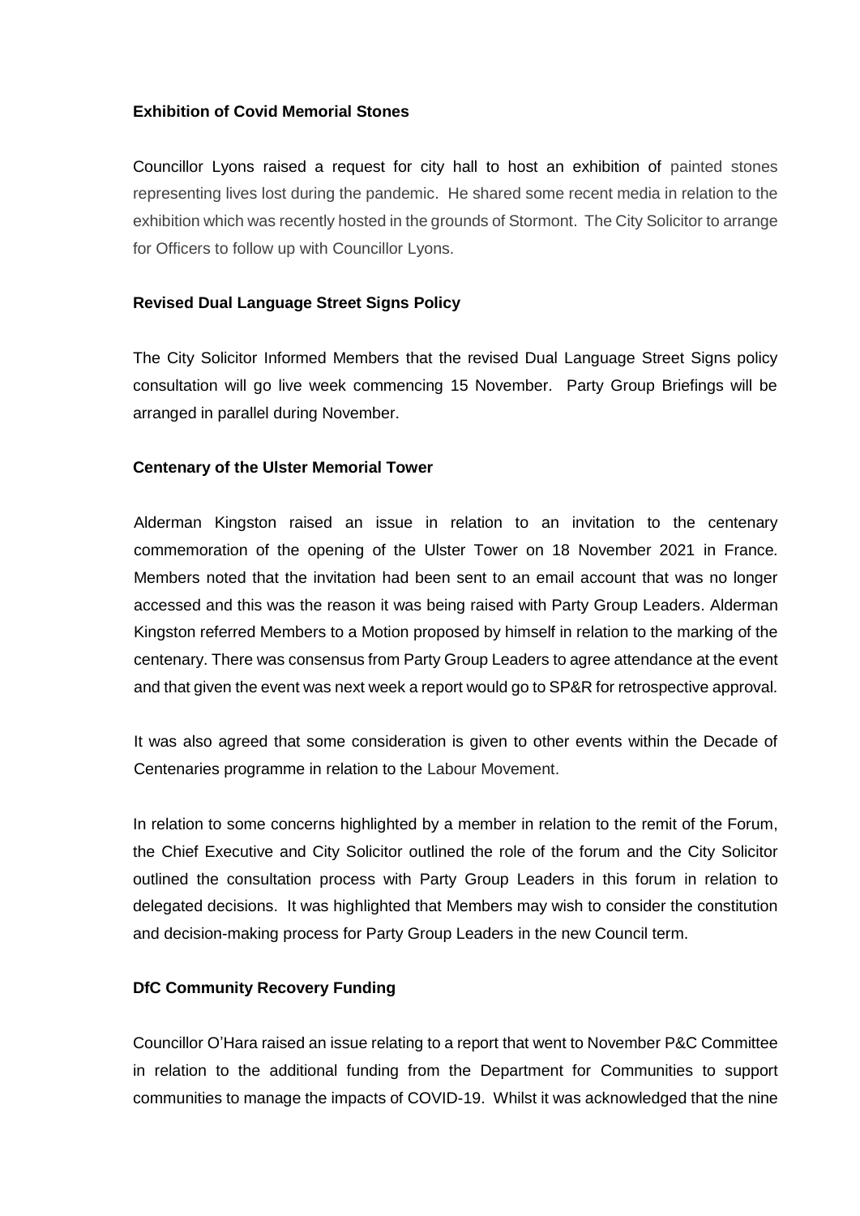**Exhibition of Covid Memorial Stones**

Councillor Lyons raised a request for city hall to host an exhibition of painted stones representing lives lost during the pandemic. He shared some recent media in relation to the exhibition which was recently hosted in the grounds of Stormont. The City Solicitor to arrange for Officers to follow up with Councillor Lyons.

**Revised Dual Language Street Signs Policy**

The City Solicitor Informed Members that the revised Dual Language Street Signs policy consultation will go live week commencing 15 November. Party Group Briefings will be arranged in parallel during November.

**Centenary of the Ulster Memorial Tower**

Alderman Kingston raised an issue in relation to an invitation to the centenary commemoration of the opening of the Ulster Tower on 18 November 2021 in France. Members noted that the invitation had been sent to an email account that was no longer accessed and this was the reason it was being raised with Party Group Leaders. Alderman Kingston referred Members to a Motion proposed by himself in relation to the marking of the centenary. There was consensus from Party Group Leaders to agree attendance at the event and that given the event was next week a report would go to SP&R for retrospective approval.

It was also agreed that some consideration is given to other events within the Decade of Centenaries programme in relation to the Labour Movement.

In relation to some concerns highlighted by a member in relation to the remit of the Forum, the Chief Executive and City Solicitor outlined the role of the forum and the City Solicitor outlined the consultation process with Party Group Leaders in this forum in relation to delegated decisions. It was highlighted that Members may wish to consider the constitution and decision-making process for Party Group Leaders in the new Council term.

**DfC Community Recovery Funding**

Councillor O'Hara raised an issue relating to a report that went to November P&C Committee in relation to the additional funding from the Department for Communities to support communities to manage the impacts of COVID-19. Whilst it was acknowledged that the nine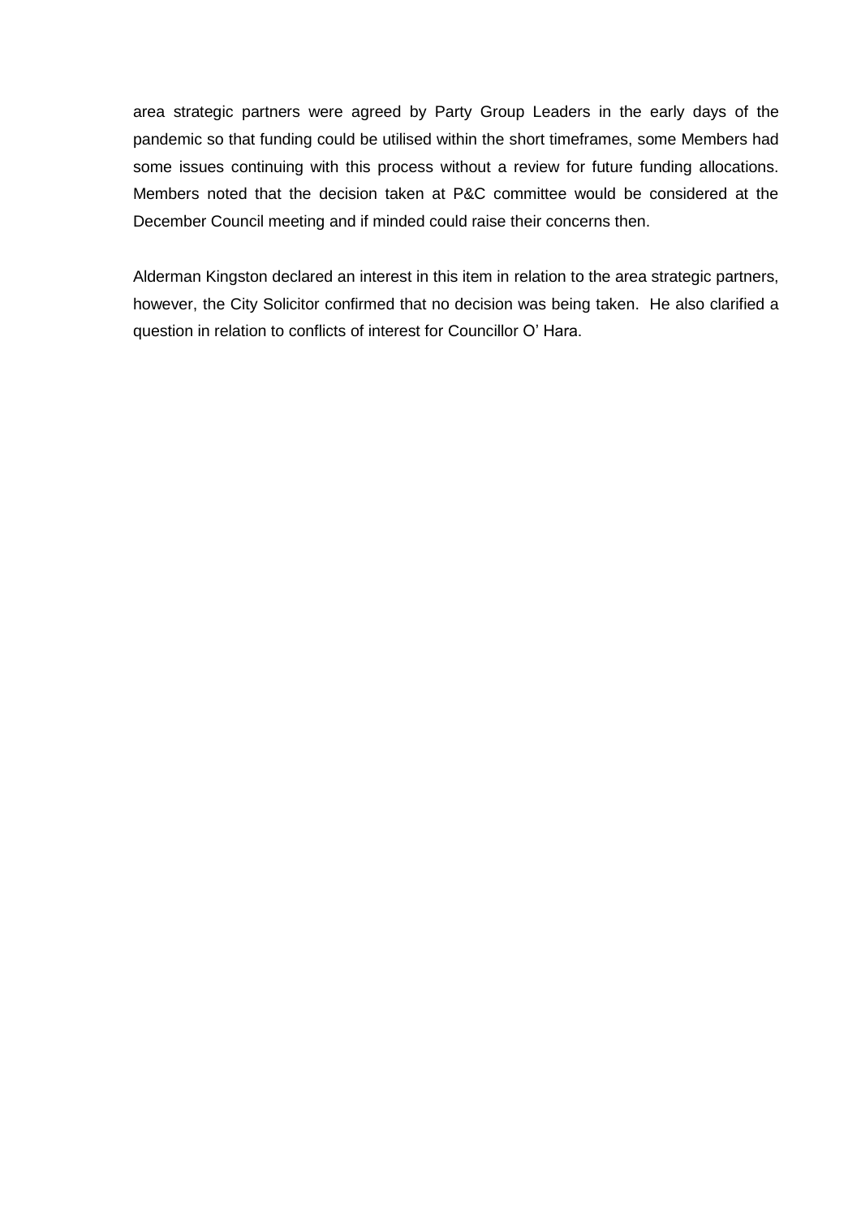area strategic partners were agreed by Party Group Leaders in the early days of the pandemic so that funding could be utilised within the short timeframes, some Members had some issues continuing with this process without a review for future funding allocations. Members noted that the decision taken at P&C committee would be considered at the December Council meeting and if minded could raise their concerns then.

Alderman Kingston declared an interest in this item in relation to the area strategic partners, however, the City Solicitor confirmed that no decision was being taken. He also clarified a question in relation to conflicts of interest for Councillor O' Hara.